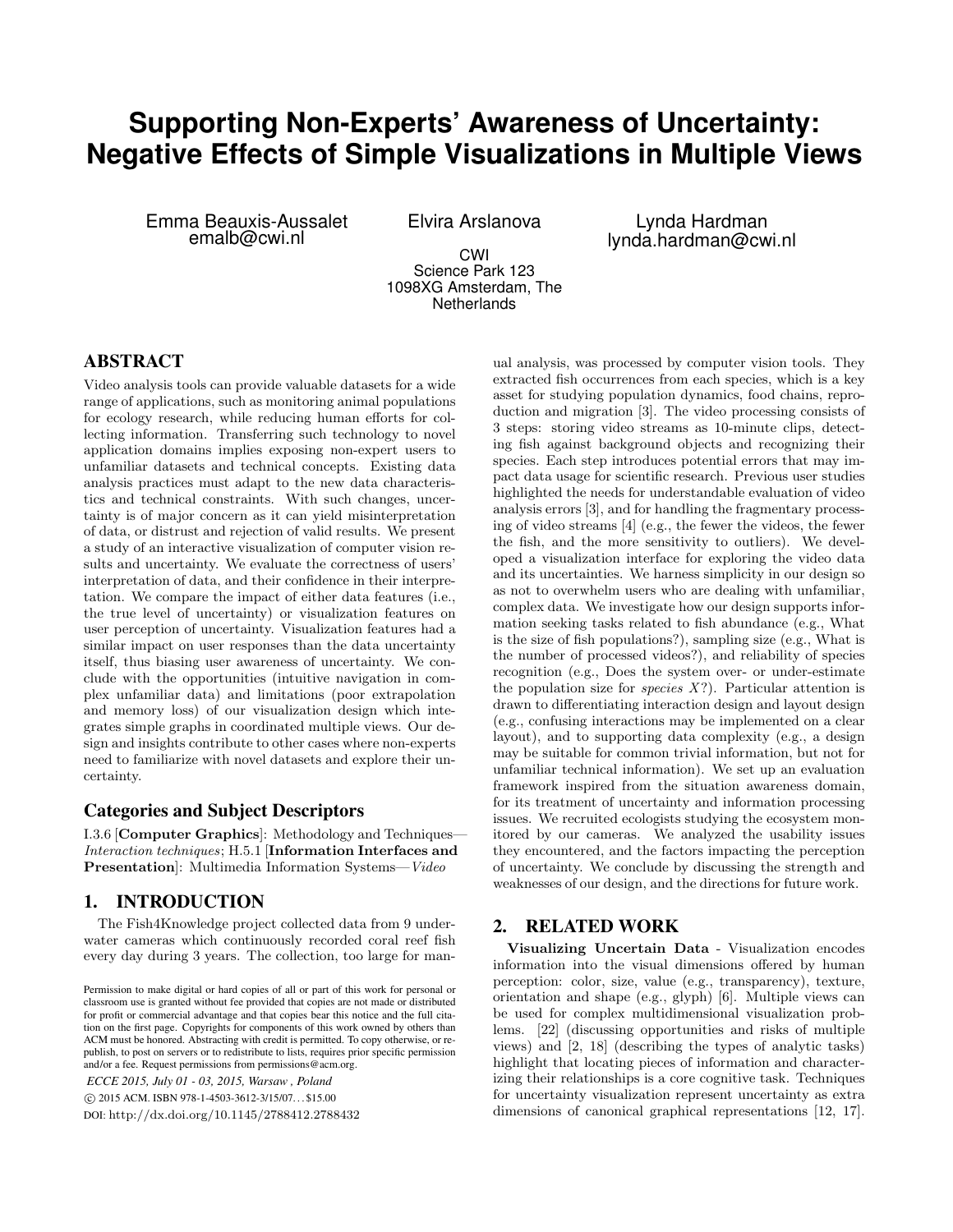# Supporting Non-Experts' Awareness of Uncertainty: Negative Effects of Simple Visualizations in Multiple Views

Emma Beauxis-Aussalet
emalb@cwi.nl

Elvira Arslanova

Lynda Hardman
lynda.hardman@cwi.nl

CWI
Science Park 123
1098XG Amsterdam, The Netherlands

## ABSTRACT

Video analysis tools can provide valuable datasets for a wide range of applications, such as monitoring animal populations for ecology research, while reducing human efforts for collecting information. Transferring such technology to novel application domains implies exposing non-expert users to unfamiliar datasets and technical concepts. Existing data analysis practices must adapt to the new data characteristics and technical constraints. With such changes, uncertainty is of major concern as it can yield misinterpretation of data, or distrust and rejection of valid results. We present a study of an interactive visualization of computer vision results and uncertainty. We evaluate the correctness of users' interpretation of data, and their confidence in their interpretation. We compare the impact of either data features (i.e., the true level of uncertainty) or visualization features on user perception of uncertainty. Visualization features had a similar impact on user responses than the data uncertainty itself, thus biasing user awareness of uncertainty. We conclude with the opportunities (intuitive navigation in complex unfamiliar data) and limitations (poor extrapolation and memory loss) of our visualization design which integrates simple graphs in coordinated multiple views. Our design and insights contribute to other cases where non-experts need to familiarize with novel datasets and explore their uncertainty.

### Categories and Subject Descriptors

I.3.6 [**Computer Graphics**]: Methodology and Techniques—*Interaction techniques*; H.5.1 [**Information Interfaces and Presentation**]: Multimedia Information Systems—*Video*

## 1. INTRODUCTION

The Fish4Knowledge project collected data from 9 underwater cameras which continuously recorded coral reef fish every day during 3 years. The collection, too large for manual analysis, was processed by computer vision tools. They extracted fish occurrences from each species, which is a key asset for studying population dynamics, food chains, reproduction and migration [3]. The video processing consists of 3 steps: storing video streams as 10-minute clips, detecting fish against background objects and recognizing their species. Each step introduces potential errors that may impact data usage for scientific research. Previous user studies highlighted the needs for understandable evaluation of video analysis errors [3], and for handling the fragmentary processing of video streams [4] (e.g., the fewer the videos, the fewer the fish, and the more sensitivity to outliers). We developed a visualization interface for exploring the video data and its uncertainties. We harness simplicity in our design so as not to overwhelm users who are dealing with unfamiliar, complex data. We investigate how our design supports information seeking tasks related to fish abundance (e.g., What is the size of fish populations?), sampling size (e.g., What is the number of processed videos?), and reliability of species recognition (e.g., Does the system over- or under-estimate the population size for *species X*?). Particular attention is drawn to differentiating interaction design and layout design (e.g., confusing interactions may be implemented on a clear layout), and to supporting data complexity (e.g., a design may be suitable for common trivial information, but not for unfamiliar technical information). We set up an evaluation framework inspired from the situation awareness domain, for its treatment of uncertainty and information processing issues. We recruited ecologists studying the ecosystem monitored by our cameras. We analyzed the usability issues they encountered, and the factors impacting the perception of uncertainty. We conclude by discussing the strength and weaknesses of our design, and the directions for future work.

## 2. RELATED WORK

**Visualizing Uncertain Data** - Visualization encodes information into the visual dimensions offered by human perception: color, size, value (e.g., transparency), texture, orientation and shape (e.g., glyph) [6]. Multiple views can be used for complex multidimensional visualization problems. [22] (discussing opportunities and risks of multiple views) and [2, 18] (describing the types of analytic tasks) highlight that locating pieces of information and characterizing their relationships is a core cognitive task. Techniques for uncertainty visualization represent uncertainty as extra dimensions of canonical graphical representations [12, 17].

Permission to make digital or hard copies of all or part of this work for personal or classroom use is granted without fee provided that copies are not made or distributed for profit or commercial advantage and that copies bear this notice and the full citation on the first page. Copyrights for components of this work owned by others than ACM must be honored. Abstracting with credit is permitted. To copy otherwise, or republish, to post on servers or to redistribute to lists, requires prior specific permission and/or a fee. Request permissions from permissions@acm.org.

*ECCE 2015, July 01 - 03, 2015, Warsaw , Poland*
© 2015 ACM. ISBN 978-1-4503-3612-3/15/07…$15.00
DOI: http://dx.doi.org/10.1145/2788412.2788432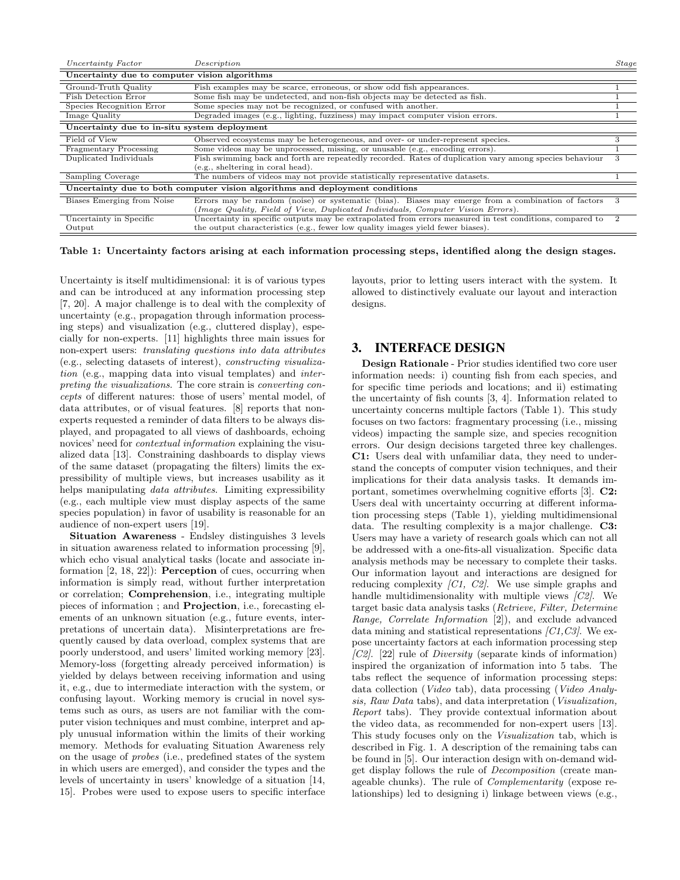| *Uncertainty Factor* | *Description* | *Stage* |
|---|---|---|
| **Uncertainty due to computer vision algorithms** | | |
| Ground-Truth Quality | Fish examples may be scarce, erroneous, or show odd fish appearances. | 1 |
| Fish Detection Error | Some fish may be undetected, and non-fish objects may be detected as fish. | 1 |
| Species Recognition Error | Some species may not be recognized, or confused with another. | 1 |
| Image Quality | Degraded images (e.g., lighting, fuzziness) may impact computer vision errors. | 1 |
| **Uncertainty due to in-situ system deployment** | | |
| Field of View | Observed ecosystems may be heterogeneous, and over- or under-represent species. | 3 |
| Fragmentary Processing | Some videos may be unprocessed, missing, or unusable (e.g., encoding errors). | 1 |
| Duplicated Individuals | Fish swimming back and forth are repeatedly recorded. Rates of duplication vary among species behaviour (e.g., sheltering in coral head). | 3 |
| Sampling Coverage | The numbers of videos may not provide statistically representative datasets. | 1 |
| **Uncertainty due to both computer vision algorithms and deployment conditions** | | |
| Biases Emerging from Noise | Errors may be random (noise) or systematic (bias). Biases may emerge from a combination of factors (*Image Quality, Field of View, Duplicated Individuals, Computer Vision Errors*). | 3 |
| Uncertainty in Specific Output | Uncertainty in specific outputs may be extrapolated from errors measured in test conditions, compared to the output characteristics (e.g., fewer low quality images yield fewer biases). | 2 |

**Table 1: Uncertainty factors arising at each information processing steps, identified along the design stages.**

Uncertainty is itself multidimensional: it is of various types and can be introduced at any information processing step [7, 20]. A major challenge is to deal with the complexity of uncertainty (e.g., propagation through information processing steps) and visualization (e.g., cluttered display), especially for non-experts. [11] highlights three main issues for non-expert users: *translating questions into data attributes* (e.g., selecting datasets of interest), *constructing visualization* (e.g., mapping data into visual templates) and *interpreting the visualizations*. The core strain is *converting concepts* of different natures: those of users' mental model, of data attributes, or of visual features. [8] reports that non-experts requested a reminder of data filters to be always displayed, and propagated to all views of dashboards, echoing novices' need for *contextual information* explaining the visualized data [13]. Constraining dashboards to display views of the same dataset (propagating the filters) limits the expressibility of multiple views, but increases usability as it helps manipulating *data attributes*. Limiting expressibility (e.g., each multiple view must display aspects of the same species population) in favor of usability is reasonable for an audience of non-expert users [19].

**Situation Awareness** - Endsley distinguishes 3 levels in situation awareness related to information processing [9], which echo visual analytical tasks (locate and associate information [2, 18, 22]): **Perception** of cues, occurring when information is simply read, without further interpretation or correlation; **Comprehension**, i.e., integrating multiple pieces of information ; and **Projection**, i.e., forecasting elements of an unknown situation (e.g., future events, interpretations of uncertain data). Misinterpretations are frequently caused by data overload, complex systems that are poorly understood, and users' limited working memory [23]. Memory-loss (forgetting already perceived information) is yielded by delays between receiving information and using it, e.g., due to intermediate interaction with the system, or confusing layout. Working memory is crucial in novel systems such as ours, as users are not familiar with the computer vision techniques and must combine, interpret and apply unusual information within the limits of their working memory. Methods for evaluating Situation Awareness rely on the usage of *probes* (i.e., predefined states of the system in which users are emerged), and consider the types and the levels of uncertainty in users' knowledge of a situation [14, 15]. Probes were used to expose users to specific interface layouts, prior to letting users interact with the system. It allowed to distinctively evaluate our layout and interaction designs.

## 3. INTERFACE DESIGN

**Design Rationale** - Prior studies identified two core user information needs: i) counting fish from each species, and for specific time periods and locations; and ii) estimating the uncertainty of fish counts [3, 4]. Information related to uncertainty concerns multiple factors (Table 1). This study focuses on two factors: fragmentary processing (i.e., missing videos) impacting the sample size, and species recognition errors. Our design decisions targeted three key challenges. **C1:** Users deal with unfamiliar data, they need to understand the concepts of computer vision techniques, and their implications for their data analysis tasks. It demands important, sometimes overwhelming cognitive efforts [3]. **C2:** Users deal with uncertainty occurring at different information processing steps (Table 1), yielding multidimensional data. The resulting complexity is a major challenge. **C3:** Users may have a variety of research goals which can not all be addressed with a one-fits-all visualization. Specific data analysis methods may be necessary to complete their tasks. Our information layout and interactions are designed for reducing complexity *[C1, C2]*. We use simple graphs and handle multidimensionality with multiple views *[C2]*. We target basic data analysis tasks (*Retrieve, Filter, Determine Range, Correlate Information* [2]), and exclude advanced data mining and statistical representations *[C1,C3]*. We expose uncertainty factors at each information processing step *[C2]*. [22] rule of *Diversity* (separate kinds of information) inspired the organization of information into 5 tabs. The tabs reflect the sequence of information processing steps: data collection (*Video* tab), data processing (*Video Analysis, Raw Data* tabs), and data interpretation (*Visualization, Report* tabs). They provide contextual information about the video data, as recommended for non-expert users [13]. This study focuses only on the *Visualization* tab, which is described in Fig. 1. A description of the remaining tabs can be found in [5]. Our interaction design with on-demand widget display follows the rule of *Decomposition* (create manageable chunks). The rule of *Complementarity* (expose relationships) led to designing i) linkage between views (e.g.,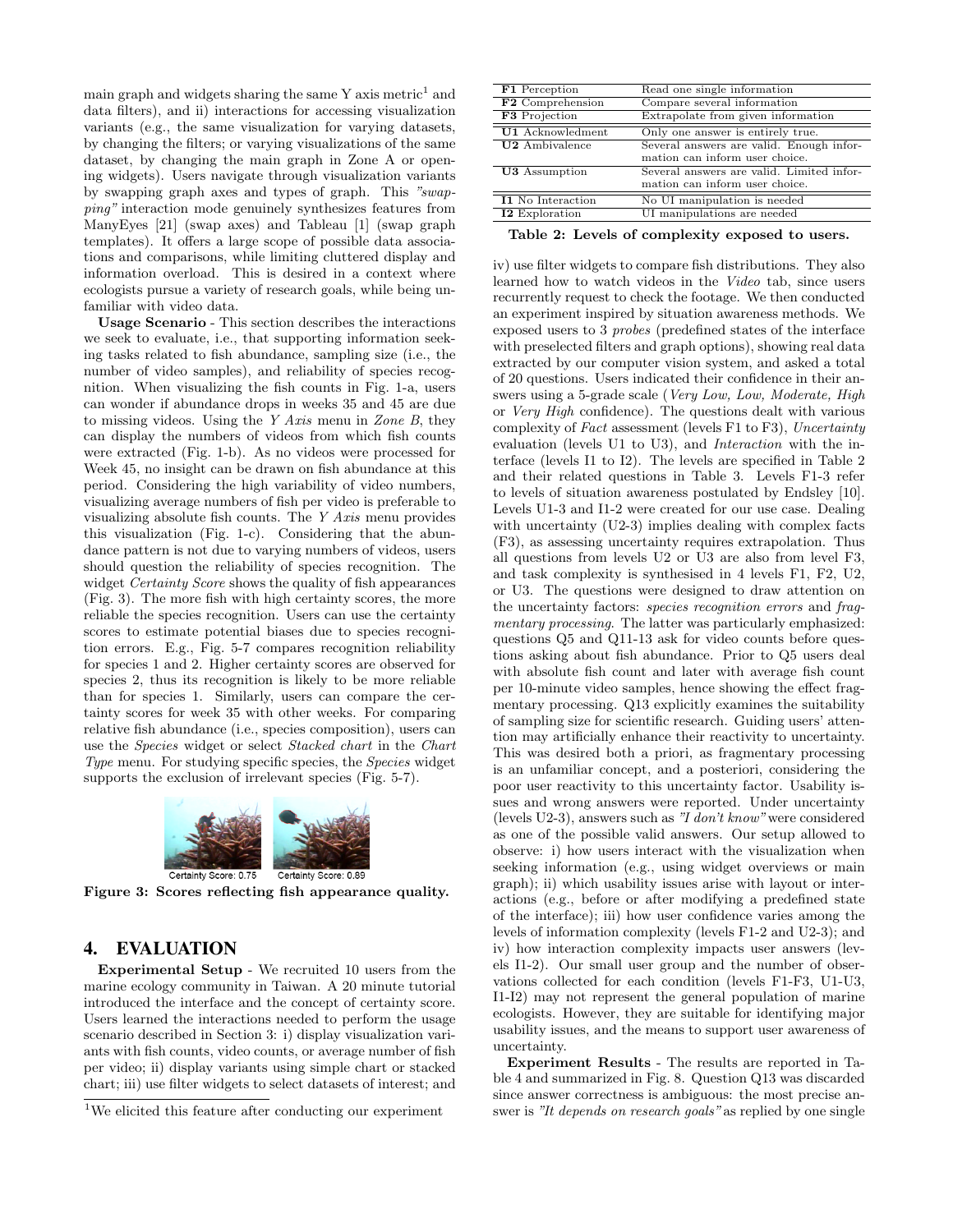main graph and widgets sharing the same Y axis metric[1] and data filters), and ii) interactions for accessing visualization variants (e.g., the same visualization for varying datasets, by changing the filters; or varying visualizations of the same dataset, by changing the main graph in Zone A or opening widgets). Users navigate through visualization variants by swapping graph axes and types of graph. This *"swapping"* interaction mode genuinely synthesizes features from ManyEyes [21] (swap axes) and Tableau [1] (swap graph templates). It offers a large scope of possible data associations and comparisons, while limiting cluttered display and information overload. This is desired in a context where ecologists pursue a variety of research goals, while being unfamiliar with video data.

**Usage Scenario** - This section describes the interactions we seek to evaluate, i.e., that supporting information seeking tasks related to fish abundance, sampling size (i.e., the number of video samples), and reliability of species recognition. When visualizing the fish counts in Fig. 1-a, users can wonder if abundance drops in weeks 35 and 45 are due to missing videos. Using the *Y Axis* menu in *Zone B*, they can display the numbers of videos from which fish counts were extracted (Fig. 1-b). As no videos were processed for Week 45, no insight can be drawn on fish abundance at this period. Considering the high variability of video numbers, visualizing average numbers of fish per video is preferable to visualizing absolute fish counts. The *Y Axis* menu provides this visualization (Fig. 1-c). Considering that the abundance pattern is not due to varying numbers of videos, users should question the reliability of species recognition. The widget *Certainty Score* shows the quality of fish appearances (Fig. 3). The more fish with high certainty scores, the more reliable the species recognition. Users can use the certainty scores to estimate potential biases due to species recognition errors. E.g., Fig. 5-7 compares recognition reliability for species 1 and 2. Higher certainty scores are observed for species 2, thus its recognition is likely to be more reliable than for species 1. Similarly, users can compare the certainty scores for week 35 with other weeks. For comparing relative fish abundance (i.e., species composition), users can use the *Species* widget or select *Stacked chart* in the *Chart Type* menu. For studying specific species, the *Species* widget supports the exclusion of irrelevant species (Fig. 5-7).

Certainty Score: 0.75 Certainty Score: 0.89

**Figure 3: Scores reflecting fish appearance quality.**

## 4. EVALUATION

**Experimental Setup** - We recruited 10 users from the marine ecology community in Taiwan. A 20 minute tutorial introduced the interface and the concept of certainty score. Users learned the interactions needed to perform the usage scenario described in Section 3: i) display visualization variants with fish counts, video counts, or average number of fish per video; ii) display variants using simple chart or stacked chart; iii) use filter widgets to select datasets of interest; and iv) use filter widgets to compare fish distributions. They also learned how to watch videos in the *Video* tab, since users recurrently request to check the footage. We then conducted an experiment inspired by situation awareness methods. We exposed users to 3 *probes* (predefined states of the interface with preselected filters and graph options), showing real data extracted by our computer vision system, and asked a total of 20 questions. Users indicated their confidence in their answers using a 5-grade scale (*Very Low, Low, Moderate, High* or *Very High* confidence). The questions dealt with various complexity of *Fact* assessment (levels F1 to F3), *Uncertainty* evaluation (levels U1 to U3), and *Interaction* with the interface (levels I1 to I2). The levels are specified in Table 2 and their related questions in Table 3. Levels F1-3 refer to levels of situation awareness postulated by Endsley [10]. Levels U1-3 and I1-2 were created for our use case. Dealing with uncertainty (U2-3) implies dealing with complex facts (F3), as assessing uncertainty requires extrapolation. Thus all questions from levels U2 or U3 are also from level F3, and task complexity is synthesised in 4 levels F1, F2, U2, or U3. The questions were designed to draw attention on the uncertainty factors: *species recognition errors* and *fragmentary processing*. The latter was particularly emphasized: questions Q5 and Q11-13 ask for video counts before questions asking about fish abundance. Prior to Q5 users deal with absolute fish count and later with average fish count per 10-minute video samples, hence showing the effect fragmentary processing. Q13 explicitly examines the suitability of sampling size for scientific research. Guiding users' attention may artificially enhance their reactivity to uncertainty. This was desired both a priori, as fragmentary processing is an unfamiliar concept, and a posteriori, considering the poor user reactivity to this uncertainty factor. Usability issues and wrong answers were reported. Under uncertainty (levels U2-3), answers such as *"I don't know"* were considered as one of the possible valid answers. Our setup allowed to observe: i) how users interact with the visualization when seeking information (e.g., using widget overviews or main graph); ii) which usability issues arise with layout or interactions (e.g., before or after modifying a predefined state of the interface); iii) how user confidence varies among the levels of information complexity (levels F1-2 and U2-3); and iv) how interaction complexity impacts user answers (levels I1-2). Our small user group and the number of observations collected for each condition (levels F1-F3, U1-U3, I1-I2) may not represent the general population of marine ecologists. However, they are suitable for identifying major usability issues, and the means to support user awareness of uncertainty.

| | |
|---|---|
| **F1** Perception | Read one single information |
| **F2** Comprehension | Compare several information |
| **F3** Projection | Extrapolate from given information |
| **U1** Acknowledment | Only one answer is entirely true. |
| **U2** Ambivalence | Several answers are valid. Enough information can inform user choice. |
| **U3** Assumption | Several answers are valid. Limited information can inform user choice. |
| **I1** No Interaction | No UI manipulation is needed |
| **I2** Exploration | UI manipulations are needed |

**Table 2: Levels of complexity exposed to users.**

**Experiment Results** - The results are reported in Table 4 and summarized in Fig. 8. Question Q13 was discarded since answer correctness is ambiguous: the most precise answer is *"It depends on research goals"* as replied by one single

[1] We elicited this feature after conducting our experiment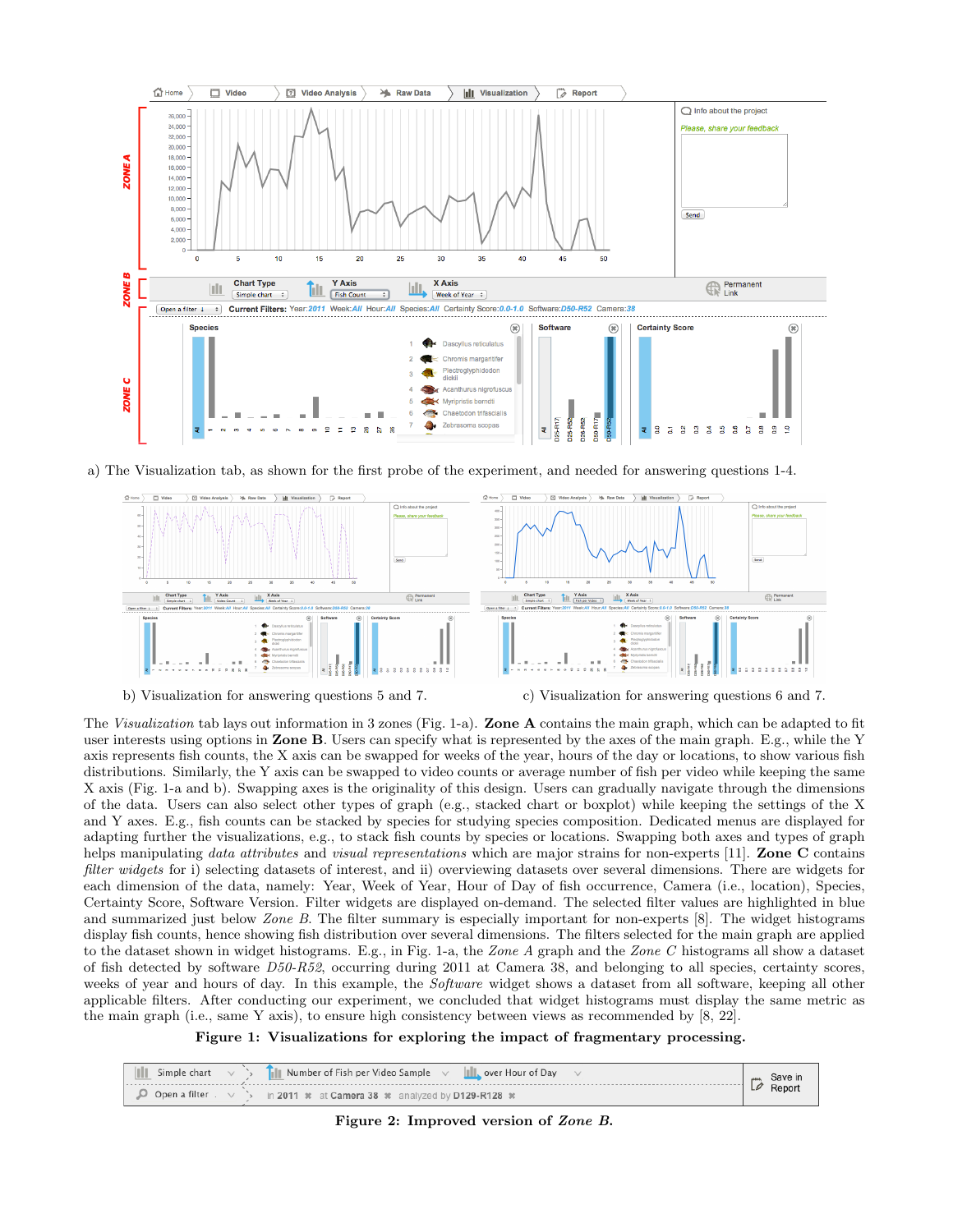Home | Video | Video Analysis | Raw Data | Visualization | Report

ZONE A

26,000
24,000
22,000
20,000
18,000
16,000
14,000
12,000
10,000
8,000
6,000
4,000
2,000
0

0 5 10 15 20 25 30 35 40 45 50

Info about the project

Please, share your feedback

Send

ZONE B

Chart Type: Simple chart | Y Axis: Fish Count | X Axis: Week of Year | Permanent Link

Open a filter | Current Filters: Year:2011 Week:All Hour:All Species:All Certainty Score:0.0-1.0 Software:D50-R52 Camera:38

ZONE C

Species

1 Dascyllus reticulatus
2 Chromis margaritifer
3 Plectroglyphidodon dickii
4 Acanthurus nigrofuscus
5 Myripristis berndti
6 Chaetodon trifascialis
7 Zebrasoma scopas

All 1 2 3 4 5 6 7 8 9 10 11 13 26 27 35

Software

All D25-R17 D26-R52 D50-R17 D50-R52

Certainty Score

All 0.0 0.1 0.2 0.3 0.4 0.5 0.6 0.7 0.8 0.9 1.0

a) The Visualization tab, as shown for the first probe of the experiment, and needed for answering questions 1-4.

b) Visualization for answering questions 5 and 7.

c) Visualization for answering questions 6 and 7.

The *Visualization* tab lays out information in 3 zones (Fig. 1-a). **Zone A** contains the main graph, which can be adapted to fit user interests using options in **Zone B**. Users can specify what is represented by the axes of the main graph. E.g., while the Y axis represents fish counts, the X axis can be swapped for weeks of the year, hours of the day or locations, to show various fish distributions. Similarly, the Y axis can be swapped to video counts or average number of fish per video while keeping the same X axis (Fig. 1-a and b). Swapping axes is the originality of this design. Users can gradually navigate through the dimensions of the data. Users can also select other types of graph (e.g., stacked chart or boxplot) while keeping the settings of the X and Y axes. E.g., fish counts can be stacked by species for studying species composition. Dedicated menus are displayed for adapting further the visualizations, e.g., to stack fish counts by species or locations. Swapping both axes and types of graph helps manipulating *data attributes* and *visual representations* which are major strains for non-experts [11]. **Zone C** contains *filter widgets* for i) selecting datasets of interest, and ii) overviewing datasets over several dimensions. There are widgets for each dimension of the data, namely: Year, Week of Year, Hour of Day of fish occurrence, Camera (i.e., location), Species, Certainty Score, Software Version. Filter widgets are displayed on-demand. The selected filter values are highlighted in blue and summarized just below *Zone B*. The filter summary is especially important for non-experts [8]. The widget histograms display fish counts, hence showing fish distribution over several dimensions. The filters selected for the main graph are applied to the dataset shown in widget histograms. E.g., in Fig. 1-a, the *Zone A* graph and the *Zone C* histograms all show a dataset of fish detected by software *D50-R52*, occurring during 2011 at Camera 38, and belonging to all species, certainty scores, weeks of year and hours of day. In this example, the *Software* widget shows a dataset from all software, keeping all other applicable filters. After conducting our experiment, we concluded that widget histograms must display the same metric as the main graph (i.e., same Y axis), to ensure high consistency between views as recommended by [8, 22].

**Figure 1: Visualizations for exploring the impact of fragmentary processing.**

Simple chart | Number of Fish per Video Sample | over Hour of Day | Save in Report

Open a filter | in 2011 ✖ at Camera 38 ✖ analyzed by D129-R128 ✖

**Figure 2: Improved version of *Zone B*.**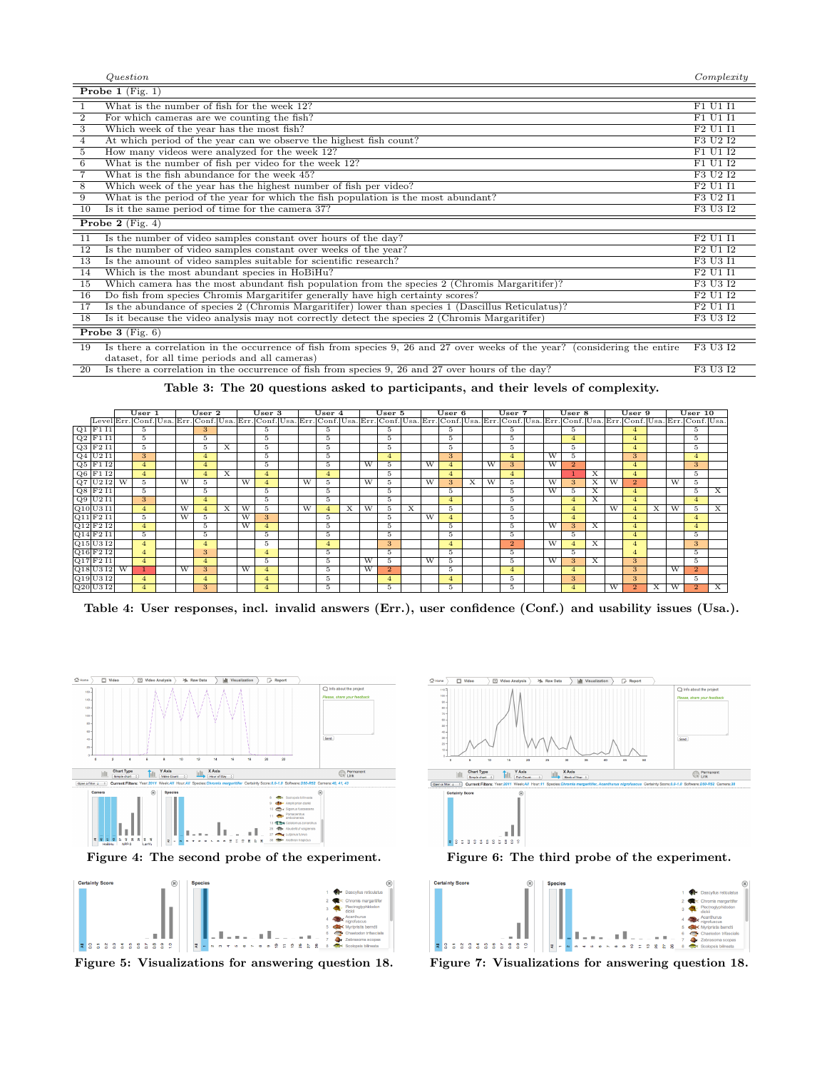| | *Question* | *Complexity* |
|---|---|---|
| **Probe 1** (Fig. 1) | | |
| 1 | What is the number of fish for the week 12? | F1 U1 I1 |
| 2 | For which cameras are we counting the fish? | F1 U1 I1 |
| 3 | Which week of the year has the most fish? | F2 U1 I1 |
| 4 | At which period of the year can we observe the highest fish count? | F3 U2 I2 |
| 5 | How many videos were analyzed for the week 12? | F1 U1 I2 |
| 6 | What is the number of fish per video for the week 12? | F1 U1 I2 |
| 7 | What is the fish abundance for the week 45? | F3 U2 I2 |
| 8 | Which week of the year has the highest number of fish per video? | F2 U1 I1 |
| 9 | What is the period of the year for which the fish population is the most abundant? | F3 U2 I1 |
| 10 | Is it the same period of time for the camera 37? | F3 U3 I2 |
| **Probe 2** (Fig. 4) | | |
| 11 | Is the number of video samples constant over hours of the day? | F2 U1 I1 |
| 12 | Is the number of video samples constant over weeks of the year? | F2 U1 I2 |
| 13 | Is the amount of video samples suitable for scientific research? | F3 U3 I1 |
| 14 | Which is the most abundant species in HoBiHu? | F2 U1 I1 |
| 15 | Which camera has the most abundant fish population from the species 2 (Chromis Margaritifer)? | F3 U3 I2 |
| 16 | Do fish from species Chromis Margaritifer generally have high certainty scores? | F2 U1 I2 |
| 17 | Is the abundance of species 2 (Chromis Margaritifer) lower than species 1 (Dascillus Reticulatus)? | F2 U1 I1 |
| 18 | Is it because the video analysis may not correctly detect the species 2 (Chromis Margaritifer) | F3 U3 I2 |
| **Probe 3** (Fig. 6) | | |
| 19 | Is there a correlation in the occurrence of fish from species 9, 26 and 27 over weeks of the year? (considering the entire dataset, for all time periods and all cameras) | F3 U3 I2 |
| 20 | Is there a correlation in the occurrence of fish from species 9, 26 and 27 over hours of the day? | F3 U3 I2 |

**Table 3: The 20 questions asked to participants, and their levels of complexity.**

| | | User 1 | | | User 2 | | | User 3 | | | User 4 | | | User 5 | | | User 6 | | | User 7 | | | User 8 | | | User 9 | | | User 10 | | |
|---|---|---|---|---|---|---|---|---|---|---|---|---|---|---|---|---|---|---|---|---|---|---|---|---|---|---|---|---|---|---|---|
| | Level | Err. | Conf. | Usa. | Err. | Conf. | Usa. | Err. | Conf. | Usa. | Err. | Conf. | Usa. | Err. | Conf. | Usa. | Err. | Conf. | Usa. | Err. | Conf. | Usa. | Err. | Conf. | Usa. | Err. | Conf. | Usa. | Err. | Conf. | Usa. |
| Q1 | F1 I1 | | 5 | | | 3 | | | 5 | | | 5 | | | 5 | | | 5 | | | 5 | | | 5 | | | 4 | | | 5 | |
| Q2 | F1 I1 | | 5 | | | 5 | | | 5 | | | 5 | | | 5 | | | 5 | | | 5 | | | 4 | | | 4 | | | 5 | |
| Q3 | F2 I1 | | 5 | | | 5 | X | | 5 | | | 5 | | | 5 | | | 5 | | | 5 | | | 5 | | | 4 | | | 5 | |
| Q4 | U2 I1 | | 3 | | | 4 | | | 5 | | | 5 | | | 4 | | | 3 | | | 4 | | W | 5 | | | 3 | | | 4 | |
| Q5 | F1 I2 | | 4 | | | 4 | | | 5 | | | 5 | | W | 5 | | W | 4 | | W | 3 | | W | 2 | | | 4 | | | 3 | |
| Q6 | F1 I2 | | 4 | | | 4 | X | | 4 | | | 4 | | | 5 | | | 4 | | | 4 | | | 1 | X | | 4 | | | 5 | |
| Q7 | U2 I2 | W | 5 | | W | 5 | | W | 4 | | W | 5 | | W | 5 | | W | 3 | X | W | 5 | | W | 3 | X | W | 2 | | W | 5 | |
| Q8 | F2 I1 | | 5 | | | 5 | | | 5 | | | 5 | | | 5 | | | 5 | | | 5 | | W | 5 | X | | 4 | | | 5 | X |
| Q9 | U2 I1 | | 3 | | | 4 | | | 5 | | | 5 | | | 5 | | | 4 | | | 5 | | | 4 | X | | 4 | | | 4 | |
| Q10 | U3 I1 | | 4 | | W | 4 | X | W | 5 | | W | 4 | X | W | 5 | X | | 5 | | | 5 | | | 4 | | W | 4 | X | W | 5 | X |
| Q11 | F2 I1 | | 5 | | W | 5 | | W | 3 | | | 5 | | | 5 | | W | 4 | | | 5 | | | 4 | | | 4 | | | 4 | |
| Q12 | F2 I2 | | 4 | | | 5 | | W | 4 | | | 5 | | | 5 | | | 5 | | | 5 | | W | 3 | X | | 4 | | | 4 | |
| Q14 | F2 I1 | | 5 | | | 5 | | | 5 | | | 5 | | | 5 | | | 5 | | | 5 | | | 5 | | | 4 | | | 5 | |
| Q15 | U3 I2 | | 4 | | | 4 | | | 5 | | | 4 | | | 3 | | | 4 | | | 2 | | W | 4 | X | | 4 | | | 3 | |
| Q16 | F2 I2 | | 4 | | | 3 | | | 4 | | | 5 | | | 5 | | | 5 | | | 5 | | | 5 | | | 4 | | | 5 | |
| Q17 | F2 I1 | | 4 | | | 4 | | | 5 | | | 5 | | W | 5 | | W | 5 | | | 5 | | W | 3 | X | | 3 | | | 5 | |
| Q18 | U3 I2 | W | 1 | | W | 3 | | W | 4 | | | 5 | | W | 2 | | | 5 | | | 4 | | | 4 | | | 3 | | W | 2 | |
| Q19 | U3 I2 | | 4 | | | 4 | | | 4 | | | 5 | | | 4 | | | 4 | | | 5 | | | 3 | | | 3 | | | 5 | |
| Q20 | U3 I2 | | 4 | | | 3 | | | 4 | | | 5 | | | 5 | | | 5 | | | 5 | | | 4 | | W | 2 | X | W | 2 | X |

**Table 4: User responses, incl. invalid answers (Err.), user confidence (Conf.) and usability issues (Usa.).**

**Figure 4: The second probe of the experiment.**

**Figure 6: The third probe of the experiment.**

**Figure 5: Visualizations for answering question 18.**

**Figure 7: Visualizations for answering question 18.**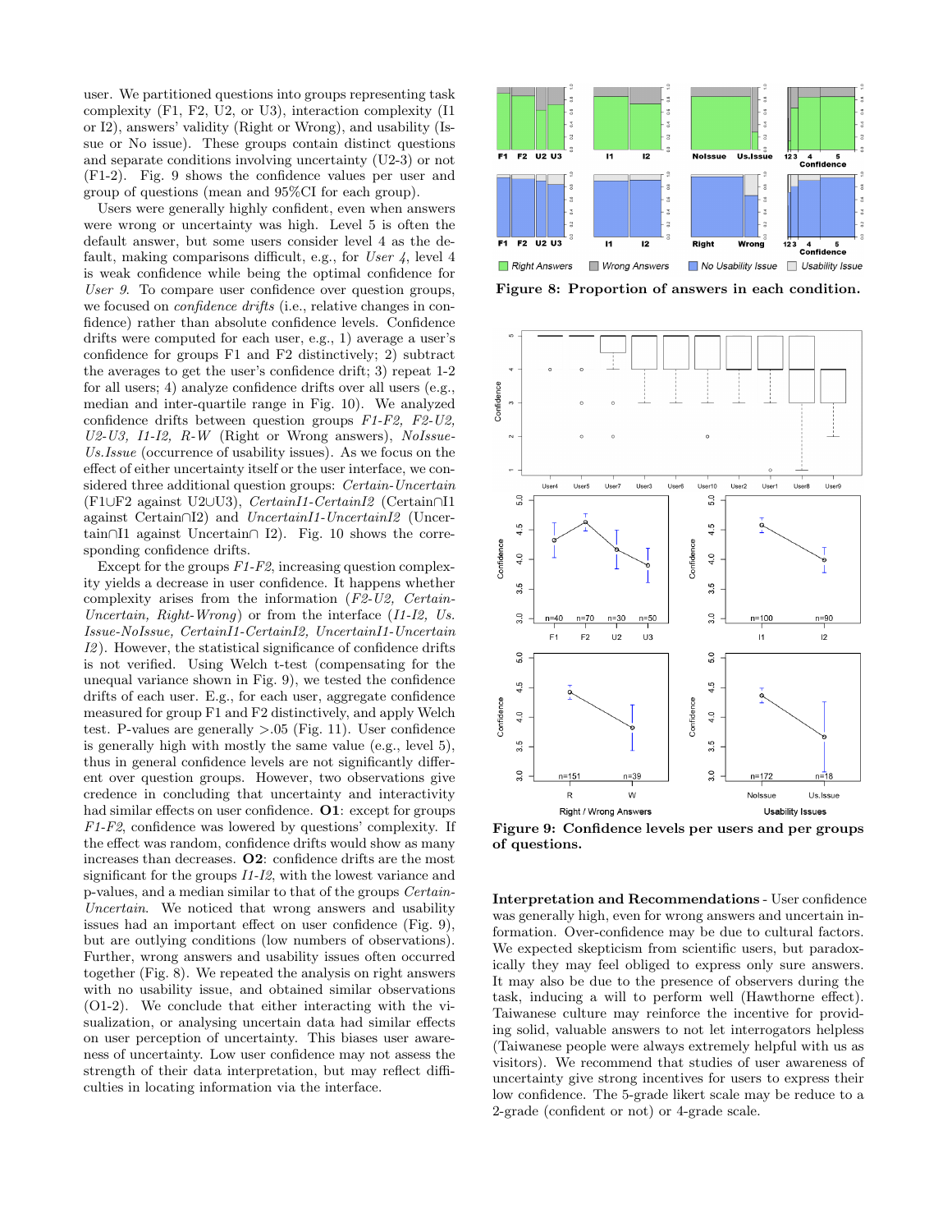user. We partitioned questions into groups representing task complexity (F1, F2, U2, or U3), interaction complexity (I1 or I2), answers' validity (Right or Wrong), and usability (Issue or No issue). These groups contain distinct questions and separate conditions involving uncertainty (U2-3) or not (F1-2). Fig. 9 shows the confidence values per user and group of questions (mean and 95%CI for each group).

Users were generally highly confident, even when answers were wrong or uncertainty was high. Level 5 is often the default answer, but some users consider level 4 as the default, making comparisons difficult, e.g., for *User 4*, level 4 is weak confidence while being the optimal confidence for *User 9*. To compare user confidence over question groups, we focused on *confidence drifts* (i.e., relative changes in confidence) rather than absolute confidence levels. Confidence drifts were computed for each user, e.g., 1) average a user's confidence for groups F1 and F2 distinctively; 2) subtract the averages to get the user's confidence drift; 3) repeat 1-2 for all users; 4) analyze confidence drifts over all users (e.g., median and inter-quartile range in Fig. 10). We analyzed confidence drifts between question groups *F1-F2, F2-U2, U2-U3, I1-I2, R-W* (Right or Wrong answers), *NoIssue-Us.Issue* (occurrence of usability issues). As we focus on the effect of either uncertainty itself or the user interface, we considered three additional question groups: *Certain-Uncertain* (F1∪F2 against U2∪U3), *CertainI1-CertainI2* (Certain∩I1 against Certain∩I2) and *UncertainI1-UncertainI2* (Uncertain∩I1 against Uncertain∩ I2). Fig. 10 shows the corresponding confidence drifts.

Except for the groups *F1-F2*, increasing question complexity yields a decrease in user confidence. It happens whether complexity arises from the information (*F2-U2, Certain-Uncertain, Right-Wrong*) or from the interface (*I1-I2, Us. Issue-NoIssue, CertainI1-CertainI2, UncertainI1-Uncertain I2*). However, the statistical significance of confidence drifts is not verified. Using Welch t-test (compensating for the unequal variance shown in Fig. 9), we tested the confidence drifts of each user. E.g., for each user, aggregate confidence measured for group F1 and F2 distinctively, and apply Welch test. P-values are generally >.05 (Fig. 11). User confidence is generally high with mostly the same value (e.g., level 5), thus in general confidence levels are not significantly different over question groups. However, two observations give credence in concluding that uncertainty and interactivity had similar effects on user confidence. **O1**: except for groups *F1-F2*, confidence was lowered by questions' complexity. If the effect was random, confidence drifts would show as many increases than decreases. **O2**: confidence drifts are the most significant for the groups *I1-I2*, with the lowest variance and p-values, and a median similar to that of the groups *Certain-Uncertain*. We noticed that wrong answers and usability issues had an important effect on user confidence (Fig. 9), but are outlying conditions (low numbers of observations). Further, wrong answers and usability issues often occurred together (Fig. 8). We repeated the analysis on right answers with no usability issue, and obtained similar observations (O1-2). We conclude that either interacting with the visualization, or analysing uncertain data had similar effects on user perception of uncertainty. This biases user awareness of uncertainty. Low user confidence may not assess the strength of their data interpretation, but may reflect difficulties in locating information via the interface.

**Figure 8: Proportion of answers in each condition.**

**Figure 9: Confidence levels per users and per groups of questions.**

**Interpretation and Recommendations** - User confidence was generally high, even for wrong answers and uncertain information. Over-confidence may be due to cultural factors. We expected skepticism from scientific users, but paradoxically they may feel obliged to express only sure answers. It may also be due to the presence of observers during the task, inducing a will to perform well (Hawthorne effect). Taiwanese culture may reinforce the incentive for providing solid, valuable answers to not let interrogators helpless (Taiwanese people were always extremely helpful with us as visitors). We recommend that studies of user awareness of uncertainty give strong incentives for users to express their low confidence. The 5-grade likert scale may be reduce to a 2-grade (confident or not) or 4-grade scale.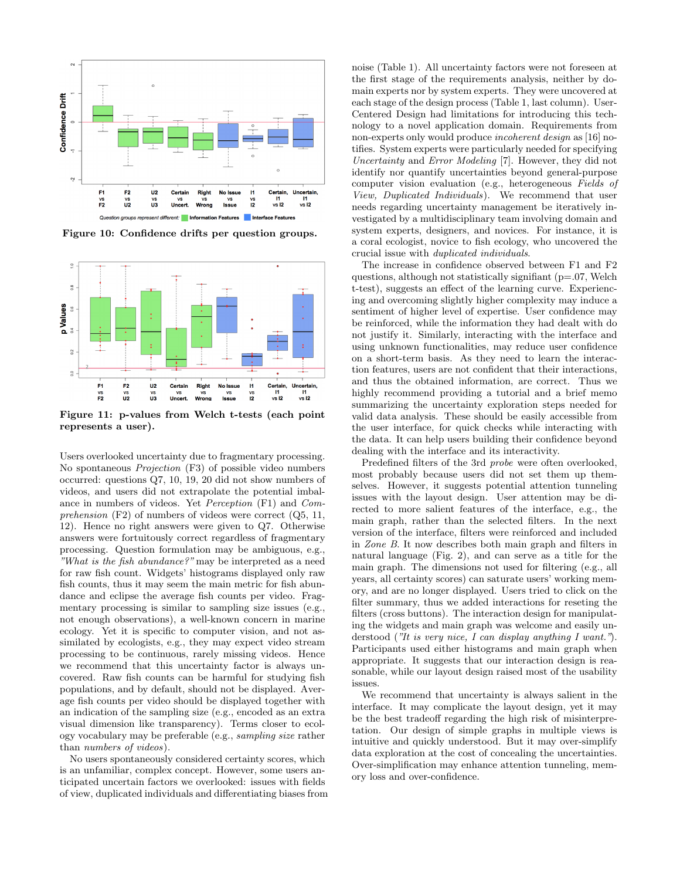Figure 10: Confidence drifts per question groups.

Figure 11: p-values from Welch t-tests (each point represents a user).

Users overlooked uncertainty due to fragmentary processing. No spontaneous *Projection* (F3) of possible video numbers occurred: questions Q7, 10, 19, 20 did not show numbers of videos, and users did not extrapolate the potential imbalance in numbers of videos. Yet *Perception* (F1) and *Comprehension* (F2) of numbers of videos were correct (Q5, 11, 12). Hence no right answers were given to Q7. Otherwise answers were fortuitously correct regardless of fragmentary processing. Question formulation may be ambiguous, e.g., *"What is the fish abundance?"* may be interpreted as a need for raw fish count. Widgets' histograms displayed only raw fish counts, thus it may seem the main metric for fish abundance and eclipse the average fish counts per video. Fragmentary processing is similar to sampling size issues (e.g., not enough observations), a well-known concern in marine ecology. Yet it is specific to computer vision, and not assimilated by ecologists, e.g., they may expect video stream processing to be continuous, rarely missing videos. Hence we recommend that this uncertainty factor is always uncovered. Raw fish counts can be harmful for studying fish populations, and by default, should not be displayed. Average fish counts per video should be displayed together with an indication of the sampling size (e.g., encoded as an extra visual dimension like transparency). Terms closer to ecology vocabulary may be preferable (e.g., *sampling size* rather than *numbers of videos*).

No users spontaneously considered certainty scores, which is an unfamiliar, complex concept. However, some users anticipated uncertain factors we overlooked: issues with fields of view, duplicated individuals and differentiating biases from noise (Table 1). All uncertainty factors were not foreseen at the first stage of the requirements analysis, neither by domain experts nor by system experts. They were uncovered at each stage of the design process (Table 1, last column). User-Centered Design had limitations for introducing this technology to a novel application domain. Requirements from non-experts only would produce *incoherent design* as [16] notifies. System experts were particularly needed for specifying *Uncertainty* and *Error Modeling* [7]. However, they did not identify nor quantify uncertainties beyond general-purpose computer vision evaluation (e.g., heterogeneous *Fields of View, Duplicated Individuals*). We recommend that user needs regarding uncertainty management be iteratively investigated by a multidisciplinary team involving domain and system experts, designers, and novices. For instance, it is a coral ecologist, novice to fish ecology, who uncovered the crucial issue with *duplicated individuals*.

The increase in confidence observed between F1 and F2 questions, although not statistically signifiant (p=.07, Welch t-test), suggests an effect of the learning curve. Experiencing and overcoming slightly higher complexity may induce a sentiment of higher level of expertise. User confidence may be reinforced, while the information they had dealt with do not justify it. Similarly, interacting with the interface and using unknown functionalities, may reduce user confidence on a short-term basis. As they need to learn the interaction features, users are not confident that their interactions, and thus the obtained information, are correct. Thus we highly recommend providing a tutorial and a brief memo summarizing the uncertainty exploration steps needed for valid data analysis. These should be easily accessible from the user interface, for quick checks while interacting with the data. It can help users building their confidence beyond dealing with the interface and its interactivity.

Predefined filters of the 3rd *probe* were often overlooked, most probably because users did not set them up themselves. However, it suggests potential attention tunneling issues with the layout design. User attention may be directed to more salient features of the interface, e.g., the main graph, rather than the selected filters. In the next version of the interface, filters were reinforced and included in *Zone B*. It now describes both main graph and filters in natural language (Fig. 2), and can serve as a title for the main graph. The dimensions not used for filtering (e.g., all years, all certainty scores) can saturate users' working memory, and are no longer displayed. Users tried to click on the filter summary, thus we added interactions for reseting the filters (cross buttons). The interaction design for manipulating the widgets and main graph was welcome and easily understood (*"It is very nice, I can display anything I want."*). Participants used either histograms and main graph when appropriate. It suggests that our interaction design is reasonable, while our layout design raised most of the usability issues.

We recommend that uncertainty is always salient in the interface. It may complicate the layout design, yet it may be the best tradeoff regarding the high risk of misinterpretation. Our design of simple graphs in multiple views is intuitive and quickly understood. But it may over-simplify data exploration at the cost of concealing the uncertainties. Over-simplification may enhance attention tunneling, memory loss and over-confidence.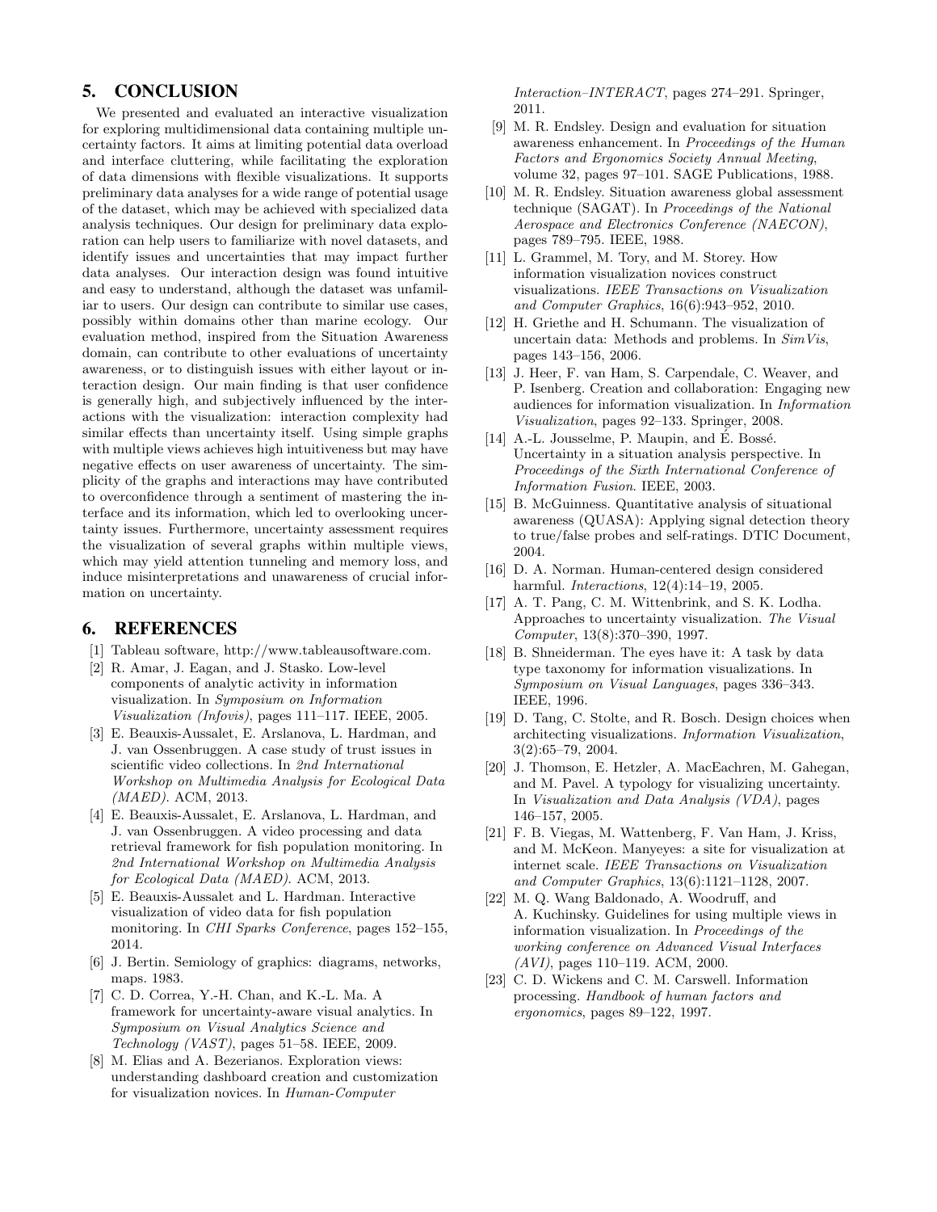## 5. CONCLUSION

We presented and evaluated an interactive visualization for exploring multidimensional data containing multiple uncertainty factors. It aims at limiting potential data overload and interface cluttering, while facilitating the exploration of data dimensions with flexible visualizations. It supports preliminary data analyses for a wide range of potential usage of the dataset, which may be achieved with specialized data analysis techniques. Our design for preliminary data exploration can help users to familiarize with novel datasets, and identify issues and uncertainties that may impact further data analyses. Our interaction design was found intuitive and easy to understand, although the dataset was unfamiliar to users. Our design can contribute to similar use cases, possibly within domains other than marine ecology. Our evaluation method, inspired from the Situation Awareness domain, can contribute to other evaluations of uncertainty awareness, or to distinguish issues with either layout or interaction design. Our main finding is that user confidence is generally high, and subjectively influenced by the interactions with the visualization: interaction complexity had similar effects than uncertainty itself. Using simple graphs with multiple views achieves high intuitiveness but may have negative effects on user awareness of uncertainty. The simplicity of the graphs and interactions may have contributed to overconfidence through a sentiment of mastering the interface and its information, which led to overlooking uncertainty issues. Furthermore, uncertainty assessment requires the visualization of several graphs within multiple views, which may yield attention tunneling and memory loss, and induce misinterpretations and unawareness of crucial information on uncertainty.

## 6. REFERENCES

[1] Tableau software, http://www.tableausoftware.com.

[2] R. Amar, J. Eagan, and J. Stasko. Low-level components of analytic activity in information visualization. In *Symposium on Information Visualization (Infovis)*, pages 111–117. IEEE, 2005.

[3] E. Beauxis-Aussalet, E. Arslanova, L. Hardman, and J. van Ossenbruggen. A case study of trust issues in scientific video collections. In *2nd International Workshop on Multimedia Analysis for Ecological Data (MAED)*. ACM, 2013.

[4] E. Beauxis-Aussalet, E. Arslanova, L. Hardman, and J. van Ossenbruggen. A video processing and data retrieval framework for fish population monitoring. In *2nd International Workshop on Multimedia Analysis for Ecological Data (MAED)*. ACM, 2013.

[5] E. Beauxis-Aussalet and L. Hardman. Interactive visualization of video data for fish population monitoring. In *CHI Sparks Conference*, pages 152–155, 2014.

[6] J. Bertin. Semiology of graphics: diagrams, networks, maps. 1983.

[7] C. D. Correa, Y.-H. Chan, and K.-L. Ma. A framework for uncertainty-aware visual analytics. In *Symposium on Visual Analytics Science and Technology (VAST)*, pages 51–58. IEEE, 2009.

[8] M. Elias and A. Bezerianos. Exploration views: understanding dashboard creation and customization for visualization novices. In *Human-Computer Interaction–INTERACT*, pages 274–291. Springer, 2011.

[9] M. R. Endsley. Design and evaluation for situation awareness enhancement. In *Proceedings of the Human Factors and Ergonomics Society Annual Meeting*, volume 32, pages 97–101. SAGE Publications, 1988.

[10] M. R. Endsley. Situation awareness global assessment technique (SAGAT). In *Proceedings of the National Aerospace and Electronics Conference (NAECON)*, pages 789–795. IEEE, 1988.

[11] L. Grammel, M. Tory, and M. Storey. How information visualization novices construct visualizations. *IEEE Transactions on Visualization and Computer Graphics*, 16(6):943–952, 2010.

[12] H. Griethe and H. Schumann. The visualization of uncertain data: Methods and problems. In *SimVis*, pages 143–156, 2006.

[13] J. Heer, F. van Ham, S. Carpendale, C. Weaver, and P. Isenberg. Creation and collaboration: Engaging new audiences for information visualization. In *Information Visualization*, pages 92–133. Springer, 2008.

[14] A.-L. Jousselme, P. Maupin, and É. Bossé. Uncertainty in a situation analysis perspective. In *Proceedings of the Sixth International Conference of Information Fusion*. IEEE, 2003.

[15] B. McGuinness. Quantitative analysis of situational awareness (QUASA): Applying signal detection theory to true/false probes and self-ratings. DTIC Document, 2004.

[16] D. A. Norman. Human-centered design considered harmful. *Interactions*, 12(4):14–19, 2005.

[17] A. T. Pang, C. M. Wittenbrink, and S. K. Lodha. Approaches to uncertainty visualization. *The Visual Computer*, 13(8):370–390, 1997.

[18] B. Shneiderman. The eyes have it: A task by data type taxonomy for information visualizations. In *Symposium on Visual Languages*, pages 336–343. IEEE, 1996.

[19] D. Tang, C. Stolte, and R. Bosch. Design choices when architecting visualizations. *Information Visualization*, 3(2):65–79, 2004.

[20] J. Thomson, E. Hetzler, A. MacEachren, M. Gahegan, and M. Pavel. A typology for visualizing uncertainty. In *Visualization and Data Analysis (VDA)*, pages 146–157, 2005.

[21] F. B. Viegas, M. Wattenberg, F. Van Ham, J. Kriss, and M. McKeon. Manyeyes: a site for visualization at internet scale. *IEEE Transactions on Visualization and Computer Graphics*, 13(6):1121–1128, 2007.

[22] M. Q. Wang Baldonado, A. Woodruff, and A. Kuchinsky. Guidelines for using multiple views in information visualization. In *Proceedings of the working conference on Advanced Visual Interfaces (AVI)*, pages 110–119. ACM, 2000.

[23] C. D. Wickens and C. M. Carswell. Information processing. *Handbook of human factors and ergonomics*, pages 89–122, 1997.